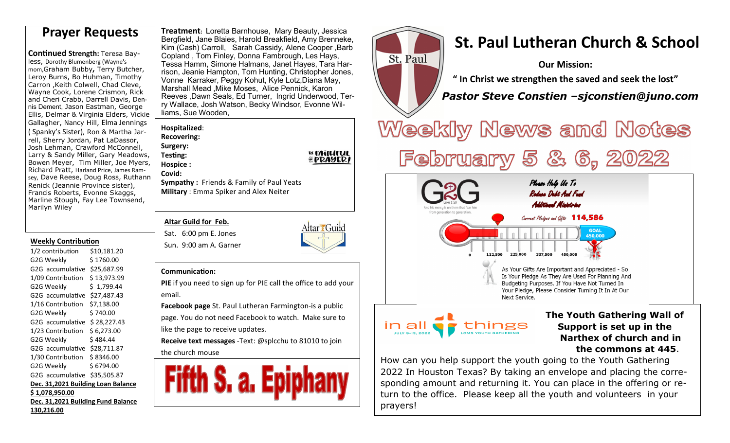# St. Paul Lutheran Church & School

**Our Mission:**

**" In Christ we strengthen the saved and seek the lost"**

***Pastor Steve Constien –sjconstien@juno.com***

# Weekly News and Notes

# February 5 & 6, 2022

## Prayer Requests

**Continued Strength:** Teresa Bayless, Dorothy Blumenberg (Wayne's mom,Graham Bubby, Terry Butcher, Leroy Burns, Bo Huhman, Timothy Carron ,Keith Colwell, Chad Cleve, Wayne Cook, Lorene Crismon, Rick and Cheri Crabb, Darrell Davis, Dennis Dement, Jason Eastman, George Ellis, Delmar & Virginia Elders, Vickie Gallagher, Nancy Hill, Elma Jennings ( Spanky's Sister), Ron & Martha Jarrell, Sherry Jordan, Pat LaDassor, Josh Lehman, Crawford McConnell, Larry & Sandy Miller, Gary Meadows, Bowen Meyer, Tim Miller, Joe Myers, Richard Pratt, Harland Price, James Ramsey, Dave Reese, Doug Ross, Ruthann Renick (Jeannie Province sister), Francis Roberts, Evonne Skaggs, Marline Stough, Fay Lee Townsend, Marilyn Wiley

**Treatment**: Loretta Barnhouse, Mary Beauty, Jessica Bergfield, Jane Blaies, Harold Breakfield, Amy Brenneke, Kim (Cash) Carroll, Sarah Cassidy, Alene Cooper ,Barb Copland , Tom Finley, Donna Frambrough, Les Hays, Tessa Hamm, Simone Halmans, Janet Hayes, Tara Harrison, Jeanie Hampton, Tom Hunting, Christopher Jones, Vonne Karraker, Peggy Kohut, Kyle Lotz,Diana May, Marshall Mead ,Mike Moses, Alice Pennick, Karon Reeves ,Dawn Seals, Ed Turner, Ingrid Underwood, Terry Wallace, Josh Watson, Becky Windsor, Evonne Williams, Sue Wooden,

**Hospitalized**:
**Recovering:**
**Surgery:**
**Testing:**
**Hospice :**
**Covid:**
**Sympathy :** Friends & Family of Paul Yeats
**Military** : Emma Spiker and Alex Neiter

BE FAITHFUL IN PRAYER!

### Weekly Contribution

| | |
|---|---|
| 1/2 contribution | $10,181.20 |
| G2G Weekly | $ 1760.00 |
| G2G accumulative | $25,687.99 |
| 1/09 Contribution | $ 13,973.99 |
| G2G Weekly | $ 1,799.44 |
| G2G accumulative | $27,487.43 |
| 1/16 Contribution | $7,138.00 |
| G2G Weekly | $ 740.00 |
| G2G accumulative | $ 28,227.43 |
| 1/23 Contribution | $ 6,273.00 |
| G2G Weekly | $ 484.44 |
| G2G accumulative | $28,711.87 |
| 1/30 Contribution | $ 8346.00 |
| G2G Weekly | $ 6794.00 |
| G2G accumulative | $35,505.87 |

**Dec. 31,2021 Building Loan Balance**
**$ 1,078,950.00**
**Dec. 31,2021 Building Fund Balance**
**130,216.00**

### Altar Guild for Feb.

Sat. 6:00 pm E. Jones
Sun. 9:00 am A. Garner

### Communication:

**PIE** if you need to sign up for PIE call the office to add your email.

**Facebook page** St. Paul Lutheran Farmington-is a public page. You do not need Facebook to watch. Make sure to like the page to receive updates.

**Receive text messages** -Text: @splcchu to 81010 to join the church mouse

# Fifth S. a. Epiphany

G2G — Luke 1:50 — And his mercy is on them that fear him from generation to generation.

Please Help Us To Reduce Debt And Fund Additional Ministries

Current Pledges and Gifts 114,586 — GOAL 450,000

0 — 112,500 — 225,000 — 337,500 — 450,000

As Your Gifts Are Important and Appreciated - So Is Your Pledge As They Are Used For Planning And Budgeting Purposes. If You Have Not Turned In Your Pledge, Please Consider Turning It In At Our Next Service.

in all things — JULY 9-13, 2022 — LCMS YOUTH GATHERING

**The Youth Gathering Wall of Support is set up in the Narthex of church and in the commons at 445**.

How can you help support the youth going to the Youth Gathering 2022 In Houston Texas? By taking an envelope and placing the corresponding amount and returning it. You can place in the offering or return to the office. Please keep all the youth and volunteers in your prayers!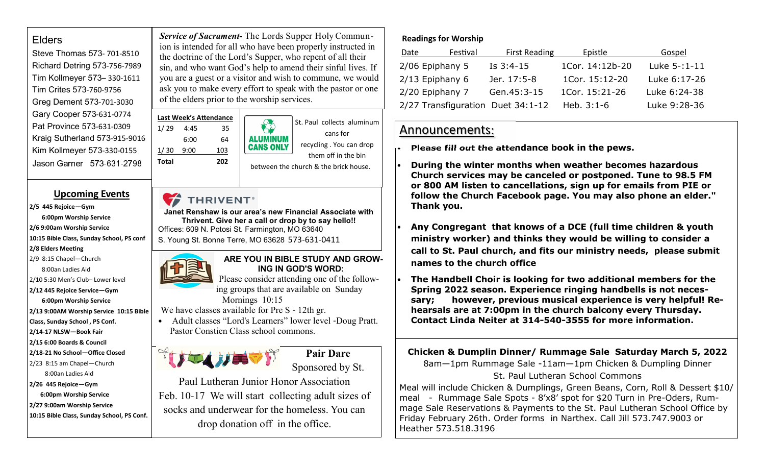## Elders

Steve Thomas 573- 701-8510
Richard Detring 573-756-7989
Tim Kollmeyer 573– 330-1611
Tim Crites 573-760-9756
Greg Dement 573-701-3030
Gary Cooper 573-631-0774
Pat Province 573-631-0309
Kraig Sutherland 573-915-9016
Kim Kollmeyer 573-330-0155
Jason Garner 573-631-2798

## Upcoming Events

**2/5 445 Rejoice—Gym**
**6:00pm Worship Service**
**2/6 9:00am Worship Service**
**10:15 Bible Class, Sunday School, PS conf**
**2/8 Elders Meeting**
2/9 8:15 Chapel—Church
8:00an Ladies Aid
2/10 5:30 Men's Club– Lower level
**2/12 445 Rejoice Service—Gym**
**6:00pm Worship Service**
**2/13 9:00AM Worship Service 10:15 Bible Class, Sunday School , PS Conf.**
**2/14-17 NLSW—Book Fair**
**2/15 6:00 Boards & Council**
**2/18-21 No School—Office Closed**
2/23 8:15 am Chapel—Church
8:00an Ladies Aid
**2/26 445 Rejoice—Gym**
**6:00pm Worship Service**
**2/27 9:00am Worship Service**
**10:15 Bible Class, Sunday School, PS Conf.**

***Service of Sacrament-*** The Lords Supper Holy Communion is intended for all who have been properly instructed in the doctrine of the Lord's Supper, who repent of all their sin, and who want God's help to amend their sinful lives. If you are a guest or a visitor and wish to commune, we would ask you to make every effort to speak with the pastor or one of the elders prior to the worship services.

**Last Week's Attendance**

| | | |
|---|---|---|
| 1/ 29 | 4:45 | 35 |
| | 6:00 | 64 |
| 1/ 30 | 9:00 | 103 |
| **Total** | | **202** |

ALUMINUM CANS ONLY

St. Paul collects aluminum cans for recycling . You can drop them off in the bin between the church & the brick house.

THRIVENT

**Janet Renshaw is our area's new Financial Associate with Thrivent. Give her a call or drop by to say hello!!**
Offices: 609 N. Potosi St. Farmington, MO 63640
S. Young St. Bonne Terre, MO 63628 573-631-0411

**ARE YOU IN BIBLE STUDY AND GROWING IN GOD'S WORD:**

Please consider attending one of the following groups that are available on Sunday Mornings 10:15

We have classes available for Pre S - 12th gr.

- Adult classes "Lord's Learners" lower level -Doug Pratt. Pastor Constien Class school commons.

**Pair Dare**

Sponsored by St. Paul Lutheran Junior Honor Association

Feb. 10-17 We will start collecting adult sizes of socks and underwear for the homeless. You can drop donation off in the office.

**Readings for Worship**

| Date | Festival | First Reading | Epistle | Gospel |
|---|---|---|---|---|
| 2/06 | Epiphany 5 | Is 3:4-15 | 1Cor. 14:12b-20 | Luke 5-:1-11 |
| 2/13 | Epiphany 6 | Jer. 17:5-8 | 1Cor. 15:12-20 | Luke 6:17-26 |
| 2/20 | Epiphany 7 | Gen.45:3-15 | 1Cor. 15:21-26 | Luke 6:24-38 |
| 2/27 | Transfiguration | Duet 34:1-12 | Heb. 3:1-6 | Luke 9:28-36 |

## Announcements:

- **Please fill out the attendance book in the pews.**
- **During the winter months when weather becomes hazardous Church services may be canceled or postponed. Tune to 98.5 FM or 800 AM listen to cancellations, sign up for emails from PIE or follow the Church Facebook page. You may also phone an elder." Thank you.**
- **Any Congregant that knows of a DCE (full time children & youth ministry worker) and thinks they would be willing to consider a call to St. Paul church, and fits our ministry needs, please submit names to the church office**
- **The Handbell Choir is looking for two additional members for the Spring 2022 season. Experience ringing handbells is not necessary; however, previous musical experience is very helpful! Rehearsals are at 7:00pm in the church balcony every Thursday. Contact Linda Neiter at 314-540-3555 for more information.**

**Chicken & Dumplin Dinner/ Rummage Sale Saturday March 5, 2022**

8am—1pm Rummage Sale -11am—1pm Chicken & Dumpling Dinner
St. Paul Lutheran School Commons

Meal will include Chicken & Dumplings, Green Beans, Corn, Roll & Dessert $10/ meal - Rummage Sale Spots - 8'x8' spot for $20 Turn in Pre-Oders, Rummage Sale Reservations & Payments to the St. Paul Lutheran School Office by Friday February 26th. Order forms in Narthex. Call Jill 573.747.9003 or Heather 573.518.3196